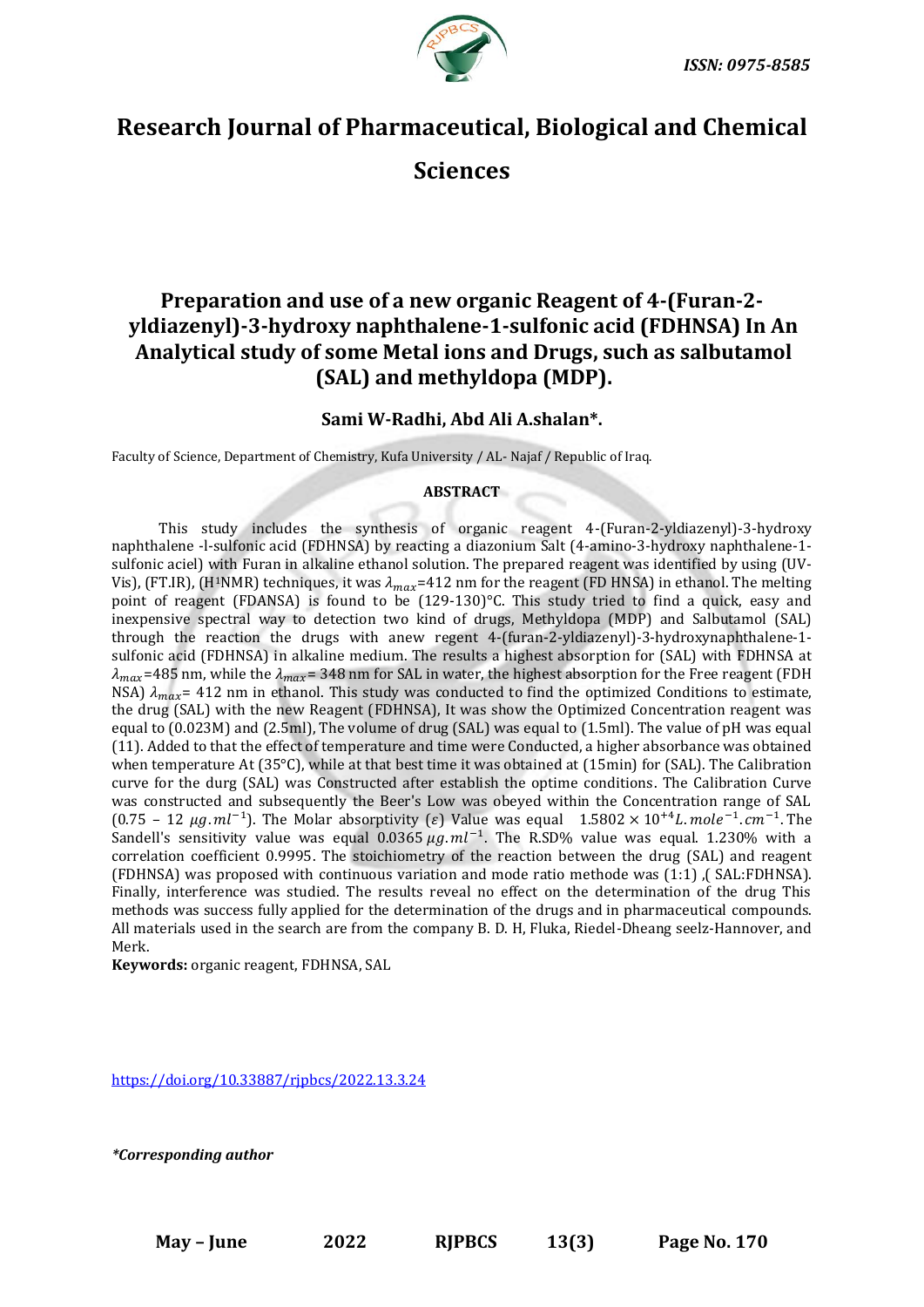# Research Journal of Pharmaceutical, Biological and Chemical Sciences

## Preparation and use of a new organic Reagent of 4-(Furan-2-yldiazenyl)-3-hydroxy naphthalene-1-sulfonic acid (FDHNSA) In An Analytical study of some Metal ions and Drugs, such as salbutamol (SAL) and methyldopa (MDP).

**Sami W-Radhi, Abd Ali A.shalan\*.**

Faculty of Science, Department of Chemistry, Kufa University / AL- Najaf / Republic of Iraq.

**ABSTRACT**

This study includes the synthesis of organic reagent 4-(Furan-2-yldiazenyl)-3-hydroxy naphthalene -l-sulfonic acid (FDHNSA) by reacting a diazonium Salt (4-amino-3-hydroxy naphthalene-1-sulfonic aciel) with Furan in alkaline ethanol solution. The prepared reagent was identified by using (UV-Vis), (FT.IR), ($H^1$NMR) techniques, it was $\lambda_{max}$=412 nm for the reagent (FD HNSA) in ethanol. The melting point of reagent (FDANSA) is found to be (129-130)°C. This study tried to find a quick, easy and inexpensive spectral way to detection two kind of drugs, Methyldopa (MDP) and Salbutamol (SAL) through the reaction the drugs with anew regent 4-(furan-2-yldiazenyl)-3-hydroxynaphthalene-1-sulfonic acid (FDHNSA) in alkaline medium. The results a highest absorption for (SAL) with FDHNSA at $\lambda_{max}$=485 nm, while the $\lambda_{max}$= 348 nm for SAL in water, the highest absorption for the Free reagent (FDH NSA) $\lambda_{max}$= 412 nm in ethanol. This study was conducted to find the optimized Conditions to estimate, the drug (SAL) with the new Reagent (FDHNSA), It was show the Optimized Concentration reagent was equal to (0.023M) and (2.5ml), The volume of drug (SAL) was equal to (1.5ml). The value of pH was equal (11). Added to that the effect of temperature and time were Conducted, a higher absorbance was obtained when temperature At (35°C), while at that best time it was obtained at (15min) for (SAL). The Calibration curve for the durg (SAL) was Constructed after establish the optime conditions. The Calibration Curve was constructed and subsequently the Beer's Low was obeyed within the Concentration range of SAL (0.75 – 12 $\mu g.ml^{-1}$). The Molar absorptivity ($\varepsilon$) Value was equal $1.5802 \times 10^{+4} L.mole^{-1}.cm^{-1}$. The Sandell's sensitivity value was equal $0.0365\, \mu g.ml^{-1}$. The R.SD% value was equal. 1.230% with a correlation coefficient 0.9995. The stoichiometry of the reaction between the drug (SAL) and reagent (FDHNSA) was proposed with continuous variation and mode ratio methode was (1:1) ,( SAL:FDHNSA). Finally, interference was studied. The results reveal no effect on the determination of the drug This methods was success fully applied for the determination of the drugs and in pharmaceutical compounds. All materials used in the search are from the company B. D. H, Fluka, Riedel-Dheang seelz-Hannover, and Merk.

**Keywords:** organic reagent, FDHNSA, SAL

https://doi.org/10.33887/rjpbcs/2022.13.3.24

*\*Corresponding author*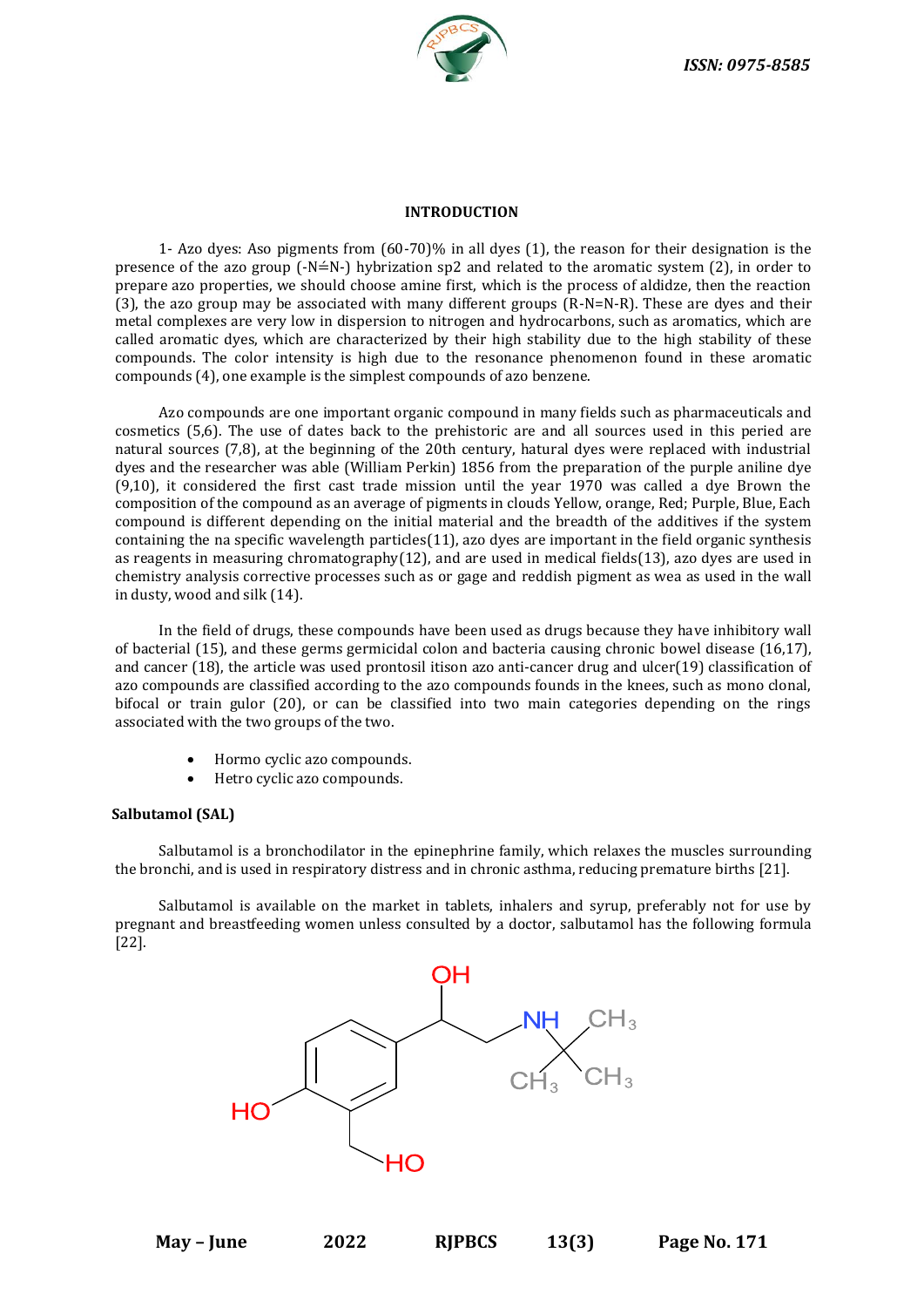## INTRODUCTION

1- Azo dyes: Aso pigments from (60-70)% in all dyes (1), the reason for their designation is the presence of the azo group (-N≐N-) hybrization sp2 and related to the aromatic system (2), in order to prepare azo properties, we should choose amine first, which is the process of aldidze, then the reaction (3), the azo group may be associated with many different groups (R-N=N-R). These are dyes and their metal complexes are very low in dispersion to nitrogen and hydrocarbons, such as aromatics, which are called aromatic dyes, which are characterized by their high stability due to the high stability of these compounds. The color intensity is high due to the resonance phenomenon found in these aromatic compounds (4), one example is the simplest compounds of azo benzene.

Azo compounds are one important organic compound in many fields such as pharmaceuticals and cosmetics (5,6). The use of dates back to the prehistoric are and all sources used in this peried are natural sources (7,8), at the beginning of the 20th century, hatural dyes were replaced with industrial dyes and the researcher was able (William Perkin) 1856 from the preparation of the purple aniline dye (9,10), it considered the first cast trade mission until the year 1970 was called a dye Brown the composition of the compound as an average of pigments in clouds Yellow, orange, Red; Purple, Blue, Each compound is different depending on the initial material and the breadth of the additives if the system containing the na specific wavelength particles(11), azo dyes are important in the field organic synthesis as reagents in measuring chromatography(12), and are used in medical fields(13), azo dyes are used in chemistry analysis corrective processes such as or gage and reddish pigment as wea as used in the wall in dusty, wood and silk (14).

In the field of drugs, these compounds have been used as drugs because they have inhibitory wall of bacterial (15), and these germs germicidal colon and bacteria causing chronic bowel disease (16,17), and cancer (18), the article was used prontosil itison azo anti-cancer drug and ulcer(19) classification of azo compounds are classified according to the azo compounds founds in the knees, such as mono clonal, bifocal or train gulor (20), or can be classified into two main categories depending on the rings associated with the two groups of the two.

- Hormo cyclic azo compounds.
- Hetro cyclic azo compounds.

### Salbutamol (SAL)

Salbutamol is a bronchodilator in the epinephrine family, which relaxes the muscles surrounding the bronchi, and is used in respiratory distress and in chronic asthma, reducing premature births [21].

Salbutamol is available on the market in tablets, inhalers and syrup, preferably not for use by pregnant and breastfeeding women unless consulted by a doctor, salbutamol has the following formula [22].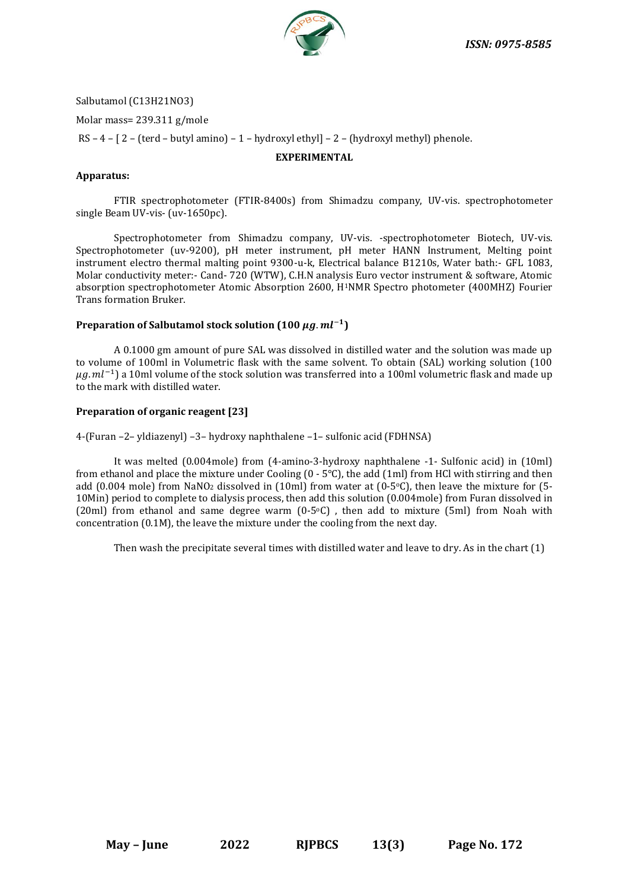Salbutamol ($C_{13}H_{21}NO_3$)

Molar mass= 239.311 g/mole

RS – 4 – [ 2 – (terd – butyl amino) – 1 – hydroxyl ethyl] – 2 – (hydroxyl methyl) phenole.

**EXPERIMENTAL**

**Apparatus:**

FTIR spectrophotometer (FTIR-8400s) from Shimadzu company, UV-vis. spectrophotometer single Beam UV-vis- (uv-1650pc).

Spectrophotometer from Shimadzu company, UV-vis. -spectrophotometer Biotech, UV-vis. Spectrophotometer (uv-9200), pH meter instrument, pH meter HANN Instrument, Melting point instrument electro thermal malting point 9300-u-k, Electrical balance B1210s, Water bath:- GFL 1083, Molar conductivity meter:- Cand- 720 (WTW), C.H.N analysis Euro vector instrument & software, Atomic absorption spectrophotometer Atomic Absorption 2600, $H^1NMR$ Spectro photometer (400MHZ) Fourier Trans formation Bruker.

**Preparation of Salbutamol stock solution (100 $\mu g.ml^{-1}$)**

A 0.1000 gm amount of pure SAL was dissolved in distilled water and the solution was made up to volume of 100ml in Volumetric flask with the same solvent. To obtain (SAL) working solution (100 $\mu g.ml^{-1}$) a 10ml volume of the stock solution was transferred into a 100ml volumetric flask and made up to the mark with distilled water.

**Preparation of organic reagent [23]**

4-(Furan –2– yldiazenyl) –3– hydroxy naphthalene –1– sulfonic acid (FDHNSA)

It was melted (0.004mole) from (4-amino-3-hydroxy naphthalene -1- Sulfonic acid) in (10ml) from ethanol and place the mixture under Cooling (0 - 5°C), the add (1ml) from HCl with stirring and then add (0.004 mole) from $NaNO_2$ dissolved in (10ml) from water at (0-5°C), then leave the mixture for (5-10Min) period to complete to dialysis process, then add this solution (0.004mole) from Furan dissolved in (20ml) from ethanol and same degree warm (0-5°C) , then add to mixture (5ml) from Noah with concentration (0.1M), the leave the mixture under the cooling from the next day.

Then wash the precipitate several times with distilled water and leave to dry. As in the chart (1)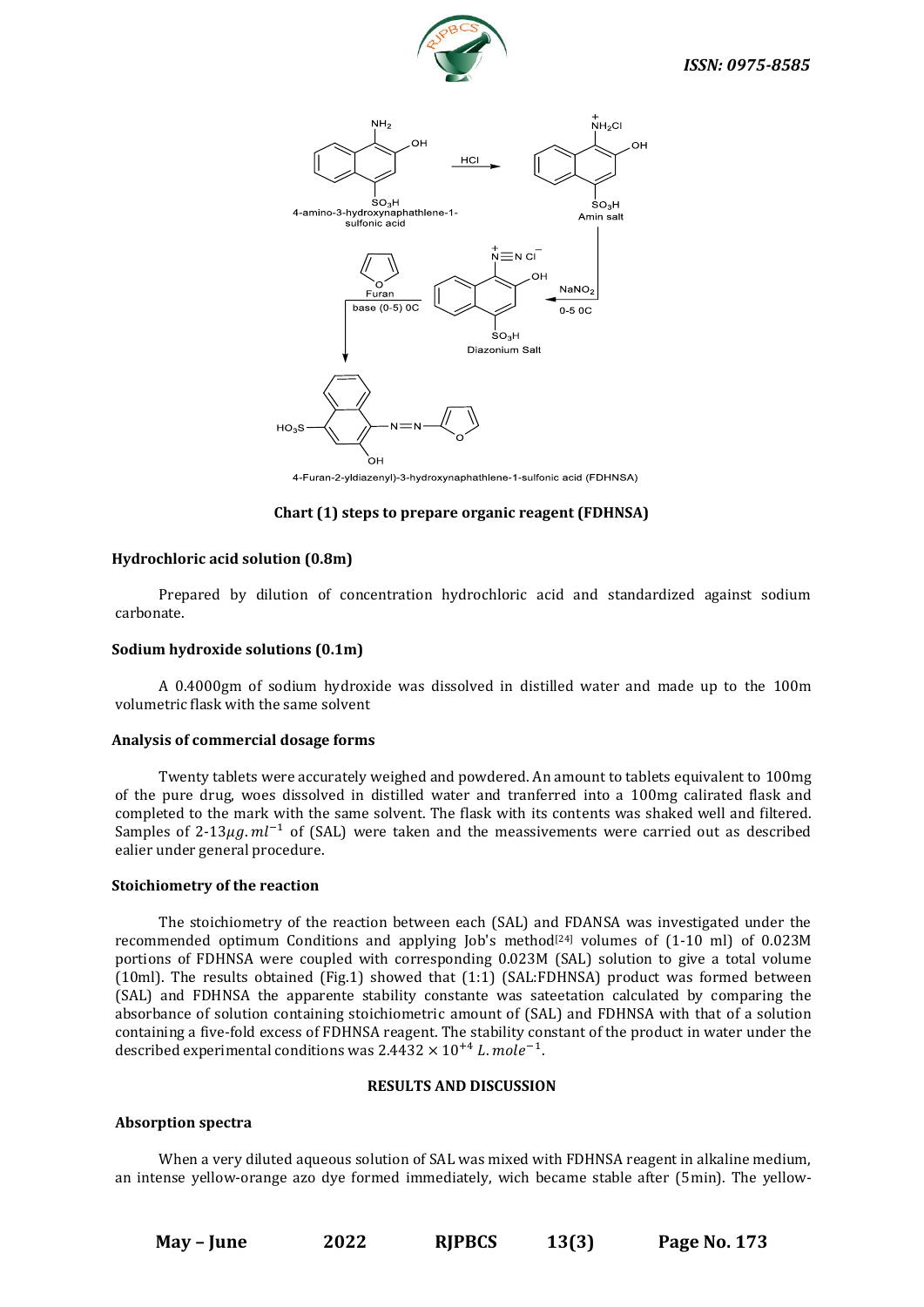**Chart (1) steps to prepare organic reagent (FDHNSA)**

#### Hydrochloric acid solution (0.8m)

Prepared by dilution of concentration hydrochloric acid and standardized against sodium carbonate.

#### Sodium hydroxide solutions (0.1m)

A 0.4000gm of sodium hydroxide was dissolved in distilled water and made up to the 100m volumetric flask with the same solvent

#### Analysis of commercial dosage forms

Twenty tablets were accurately weighed and powdered. An amount to tablets equivalent to 100mg of the pure drug, woes dissolved in distilled water and tranferred into a 100mg calirated flask and completed to the mark with the same solvent. The flask with its contents was shaked well and filtered. Samples of 2-13$\mu g.ml^{-1}$ of (SAL) were taken and the meassivements were carried out as described ealier under general procedure.

#### Stoichiometry of the reaction

The stoichiometry of the reaction between each (SAL) and FDANSA was investigated under the recommended optimum Conditions and applying Job's method[24] volumes of (1-10 ml) of 0.023M portions of FDHNSA were coupled with corresponding 0.023M (SAL) solution to give a total volume (10ml). The results obtained (Fig.1) showed that (1:1) (SAL:FDHNSA) product was formed between (SAL) and FDHNSA the apparente stability constante was sateetation calculated by comparing the absorbance of solution containing stoichiometric amount of (SAL) and FDHNSA with that of a solution containing a five-fold excess of FDHNSA reagent. The stability constant of the product in water under the described experimental conditions was $2.4432 \times 10^{+4}\ L.mole^{-1}$.

## RESULTS AND DISCUSSION

#### Absorption spectra

When a very diluted aqueous solution of SAL was mixed with FDHNSA reagent in alkaline medium, an intense yellow-orange azo dye formed immediately, wich became stable after (5min). The yellow-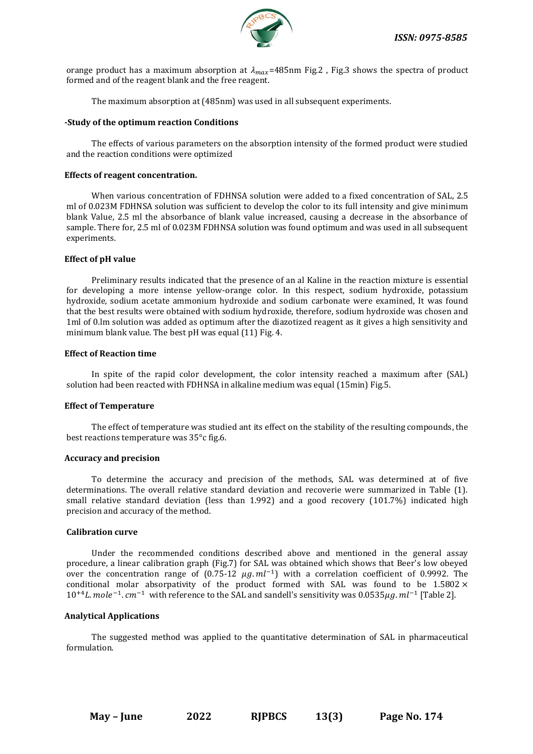orange product has a maximum absorption at $\lambda_{max}$=485nm Fig.2 , Fig.3 shows the spectra of product formed and of the reagent blank and the free reagent.

The maximum absorption at (485nm) was used in all subsequent experiments.

**-Study of the optimum reaction Conditions**

The effects of various parameters on the absorption intensity of the formed product were studied and the reaction conditions were optimized

**Effects of reagent concentration.**

When various concentration of FDHNSA solution were added to a fixed concentration of SAL, 2.5 ml of 0.023M FDHNSA solution was sufficient to develop the color to its full intensity and give minimum blank Value, 2.5 ml the absorbance of blank value increased, causing a decrease in the absorbance of sample. There for, 2.5 ml of 0.023M FDHNSA solution was found optimum and was used in all subsequent experiments.

**Effect of pH value**

Preliminary results indicated that the presence of an al Kaline in the reaction mixture is essential for developing a more intense yellow-orange color. In this respect, sodium hydroxide, potassium hydroxide, sodium acetate ammonium hydroxide and sodium carbonate were examined, It was found that the best results were obtained with sodium hydroxide, therefore, sodium hydroxide was chosen and 1ml of 0.lm solution was added as optimum after the diazotized reagent as it gives a high sensitivity and minimum blank value. The best pH was equal (11) Fig. 4.

**Effect of Reaction time**

In spite of the rapid color development, the color intensity reached a maximum after (SAL) solution had been reacted with FDHNSA in alkaline medium was equal (15min) Fig.5.

**Effect of Temperature**

The effect of temperature was studied ant its effect on the stability of the resulting compounds, the best reactions temperature was 35°c fig.6.

**Accuracy and precision**

To determine the accuracy and precision of the methods, SAL was determined at of five determinations. The overall relative standard deviation and recoverie were summarized in Table (1). small relative standard deviation (less than 1.992) and a good recovery (101.7%) indicated high precision and accuracy of the method.

**Calibration curve**

Under the recommended conditions described above and mentioned in the general assay procedure, a linear calibration graph (Fig.7) for SAL was obtained which shows that Beer's low obeyed over the concentration range of (0.75-12 $\mu g.ml^{-1}$) with a correlation coefficient of 0.9992. The conditional molar absorpativity of the product formed with SAL was found to be $1.5802 \times 10^{+4} L.mole^{-1}.cm^{-1}$ with reference to the SAL and sandell's sensitivity was $0.0535 \mu g.ml^{-1}$ [Table 2].

**Analytical Applications**

The suggested method was applied to the quantitative determination of SAL in pharmaceutical formulation.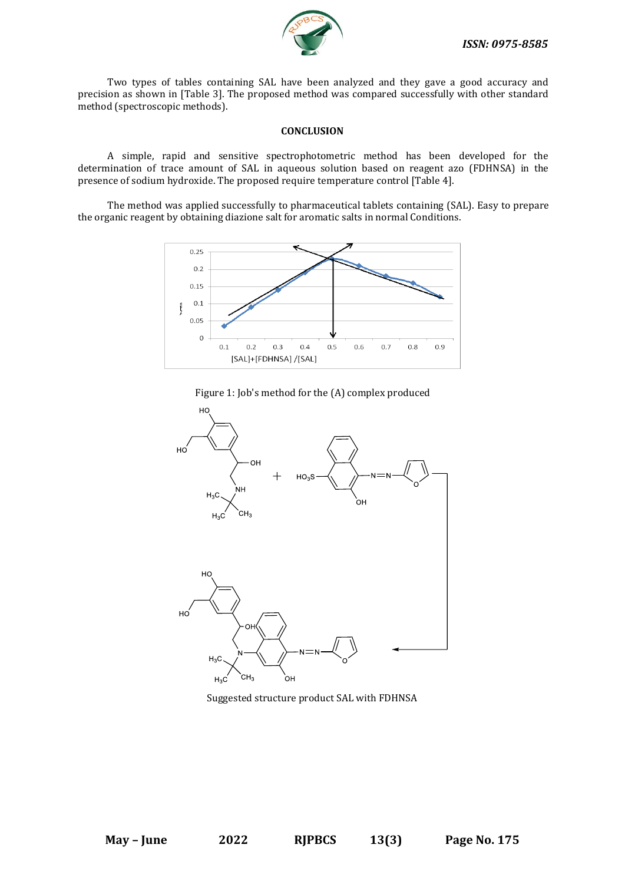Two types of tables containing SAL have been analyzed and they gave a good accuracy and precision as shown in [Table 3]. The proposed method was compared successfully with other standard method (spectroscopic methods).

## CONCLUSION

A simple, rapid and sensitive spectrophotometric method has been developed for the determination of trace amount of SAL in aqueous solution based on reagent azo (FDHNSA) in the presence of sodium hydroxide. The proposed require temperature control [Table 4].

The method was applied successfully to pharmaceutical tablets containing (SAL). Easy to prepare the organic reagent by obtaining diazione salt for aromatic salts in normal Conditions.

Figure 1: Job's method for the (A) complex produced

Suggested structure product SAL with FDHNSA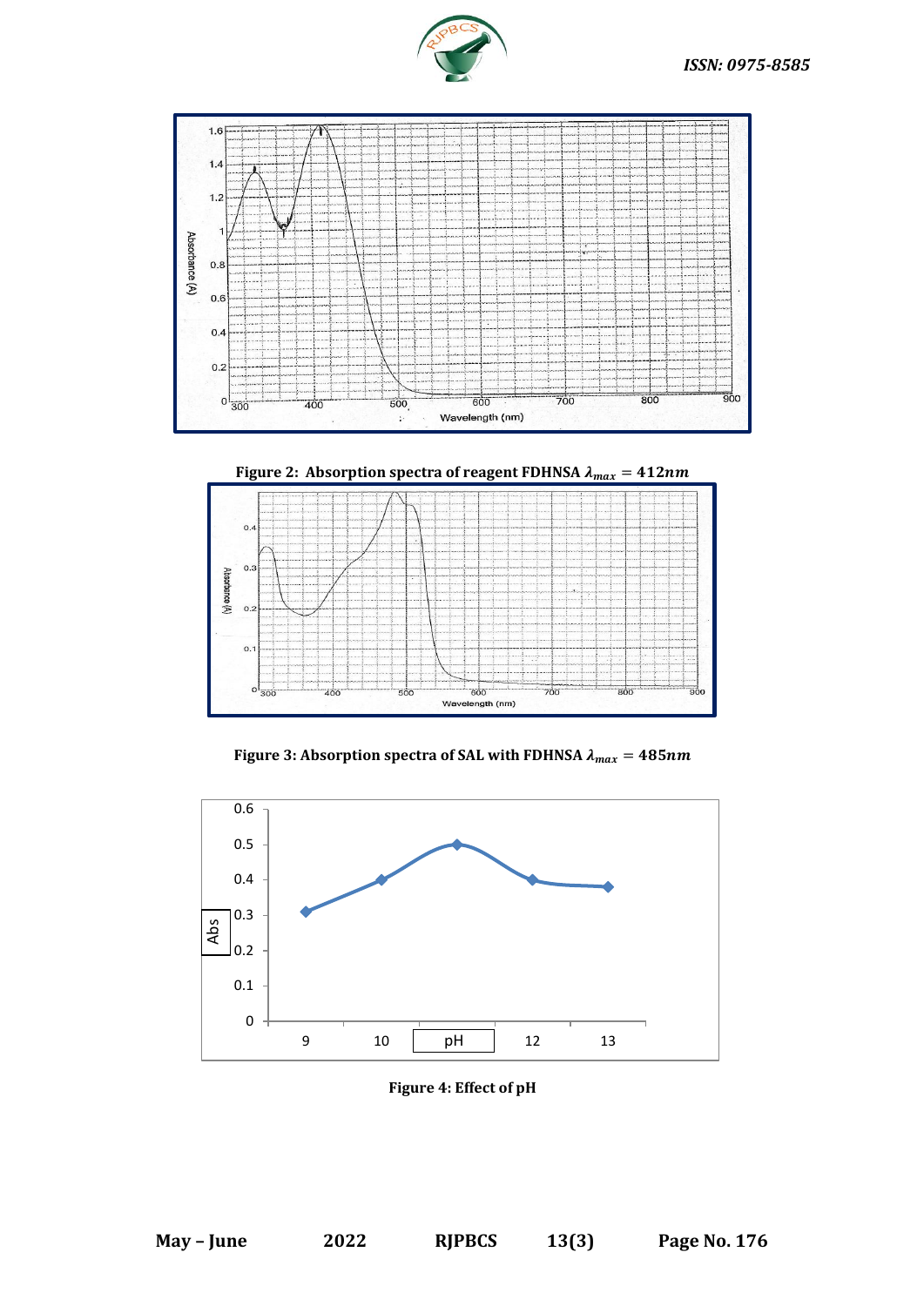Figure 2: Absorption spectra of reagent FDHNSA $\lambda_{max} = 412nm$

Figure 3: Absorption spectra of SAL with FDHNSA $\lambda_{max} = 485nm$

Figure 4: Effect of pH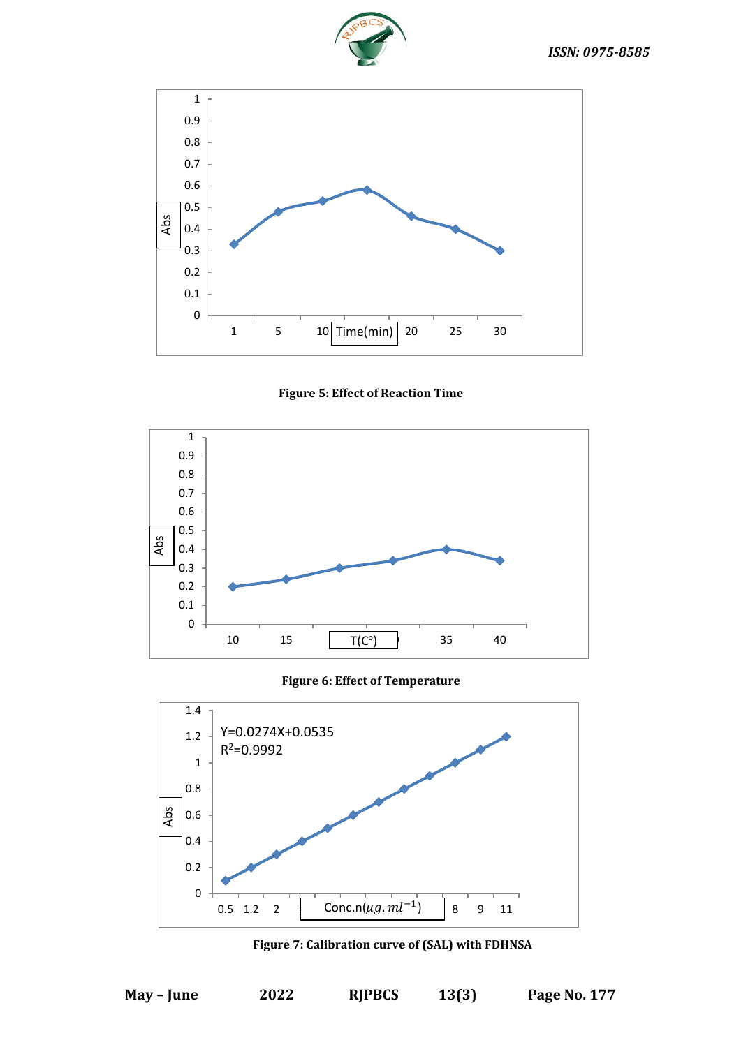Figure 5: Effect of Reaction Time

Figure 6: Effect of Temperature

Figure 7: Calibration curve of (SAL) with FDHNSA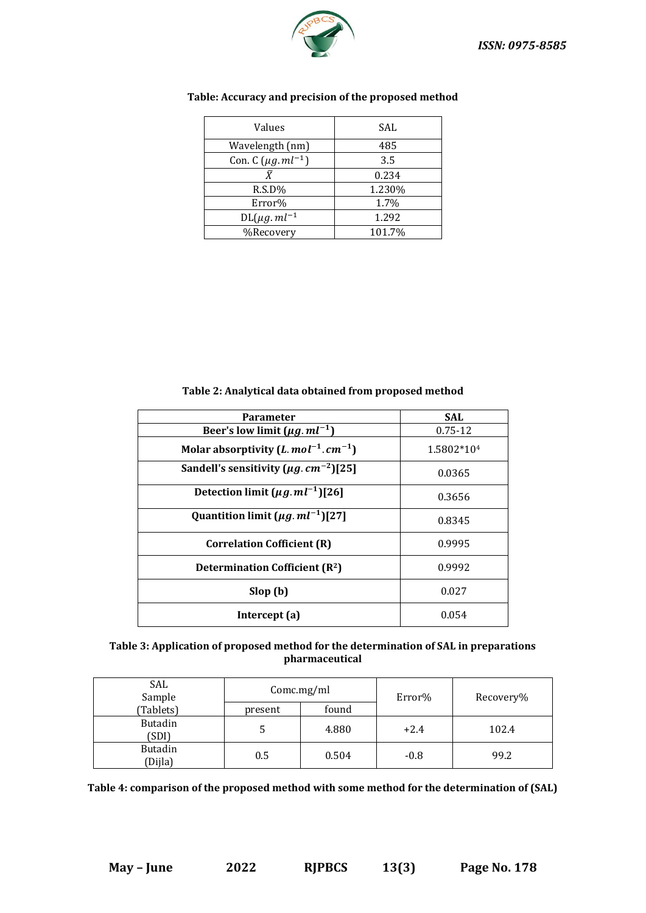**Table: Accuracy and precision of the proposed method**

| Values | SAL |
|---|---|
| Wavelength (nm) | 485 |
| Con. C ($\mu g.ml^{-1}$) | 3.5 |
| $\bar{X}$ | 0.234 |
| R.S.D% | 1.230% |
| Error% | 1.7% |
| DL($\mu g.ml^{-1}$ | 1.292 |
| %Recovery | 101.7% |

**Table 2: Analytical data obtained from proposed method**

| Parameter | SAL |
|---|---|
| **Beer's low limit ($\mu g.ml^{-1}$)** | 0.75-12 |
| **Molar absorptivity ($L.mol^{-1}.cm^{-1}$)** | 1.5802*$10^4$ |
| **Sandell's sensitivity ($\mu g.cm^{-2}$)[25]** | 0.0365 |
| **Detection limit ($\mu g.ml^{-1}$)[26]** | 0.3656 |
| **Quantition limit ($\mu g.ml^{-1}$)[27]** | 0.8345 |
| **Correlation Cofficient (R)** | 0.9995 |
| **Determination Cofficient ($R^2$)** | 0.9992 |
| **Slop (b)** | 0.027 |
| **Intercept (a)** | 0.054 |

**Table 3: Application of proposed method for the determination of SAL in preparations pharmaceutical**

| SAL Sample (Tablets) | Comc.mg/ml | | Error% | Recovery% |
|---|---|---|---|---|
| | present | found | | |
| Butadin (SDI) | 5 | 4.880 | +2.4 | 102.4 |
| Butadin (Dijla) | 0.5 | 0.504 | -0.8 | 99.2 |

**Table 4: comparison of the proposed method with some method for the determination of (SAL)**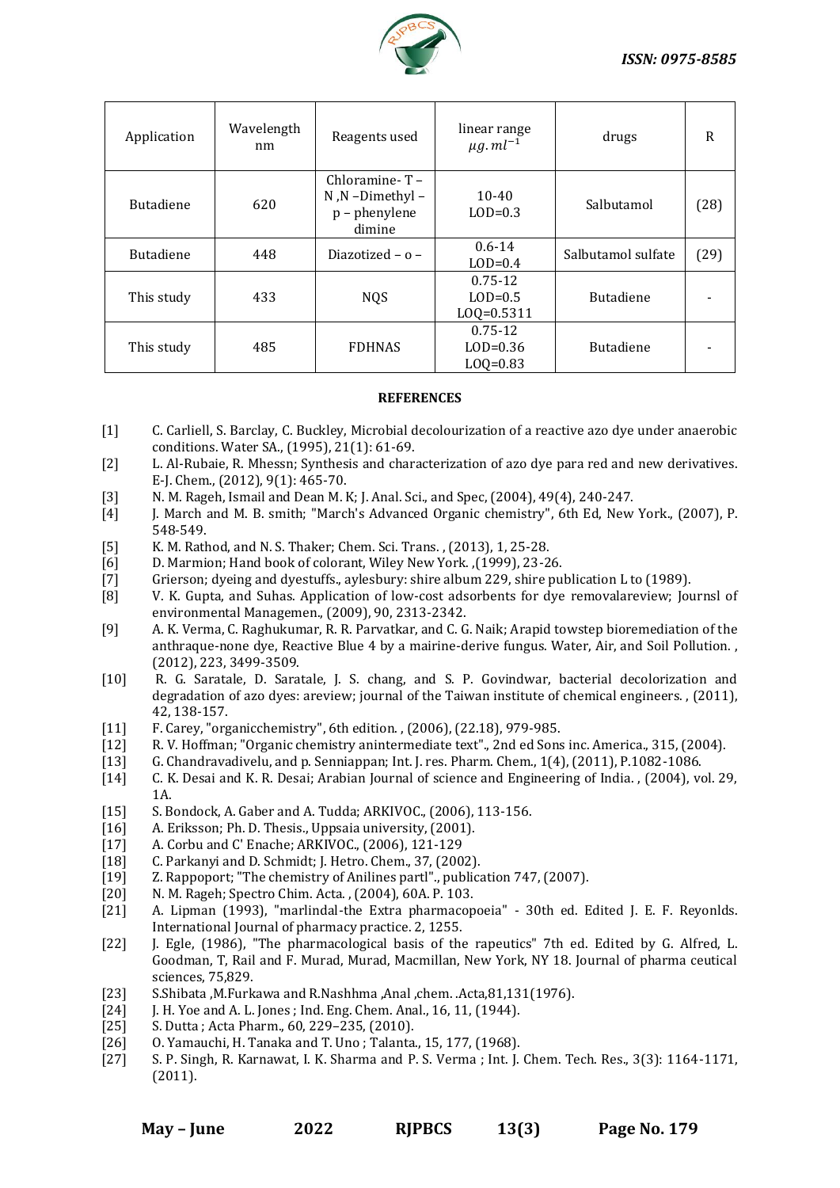| Application | Wavelength nm | Reagents used | linear range $\mu g.ml^{-1}$ | drugs | R |
|---|---|---|---|---|---|
| Butadiene | 620 | Chloramine- T – N ,N –Dimethyl – p – phenylene dimine | 10-40 LOD=0.3 | Salbutamol | (28) |
| Butadiene | 448 | Diazotized – o – | 0.6-14 LOD=0.4 | Salbutamol sulfate | (29) |
| This study | 433 | NQS | 0.75-12 LOD=0.5 LOQ=0.5311 | Butadiene | - |
| This study | 485 | FDHNAS | 0.75-12 LOD=0.36 LOQ=0.83 | Butadiene | - |

## REFERENCES

[1] C. Carliell, S. Barclay, C. Buckley, Microbial decolourization of a reactive azo dye under anaerobic conditions. Water SA., (1995), 21(1): 61-69.

[2] L. Al-Rubaie, R. Mhessn; Synthesis and characterization of azo dye para red and new derivatives. E-J. Chem., (2012), 9(1): 465-70.

[3] N. M. Rageh, Ismail and Dean M. K; J. Anal. Sci., and Spec, (2004), 49(4), 240-247.

[4] J. March and M. B. smith; "March's Advanced Organic chemistry", 6th Ed, New York., (2007), P. 548-549.

[5] K. M. Rathod, and N. S. Thaker; Chem. Sci. Trans. , (2013), 1, 25-28.

[6] D. Marmion; Hand book of colorant, Wiley New York. ,(1999), 23-26.

[7] Grierson; dyeing and dyestuffs., aylesbury: shire album 229, shire publication L to (1989).

[8] V. K. Gupta, and Suhas. Application of low-cost adsorbents for dye removalareview; Journsl of environmental Managemen., (2009), 90, 2313-2342.

[9] A. K. Verma, C. Raghukumar, R. R. Parvatkar, and C. G. Naik; Arapid towstep bioremediation of the anthraque-none dye, Reactive Blue 4 by a mairine-derive fungus. Water, Air, and Soil Pollution. , (2012), 223, 3499-3509.

[10] R. G. Saratale, D. Saratale, J. S. chang, and S. P. Govindwar, bacterial decolorization and degradation of azo dyes: areview; journal of the Taiwan institute of chemical engineers. , (2011), 42, 138-157.

[11] F. Carey, "organicchemistry", 6th edition. , (2006), (22.18), 979-985.

[12] R. V. Hoffman; "Organic chemistry anintermediate text"., 2nd ed Sons inc. America., 315, (2004).

[13] G. Chandravadivelu, and p. Senniappan; Int. J. res. Pharm. Chem., 1(4), (2011), P.1082-1086.

[14] C. K. Desai and K. R. Desai; Arabian Journal of science and Engineering of India. , (2004), vol. 29, 1A.

[15] S. Bondock, A. Gaber and A. Tudda; ARKIVOC., (2006), 113-156.

[16] A. Eriksson; Ph. D. Thesis., Uppsaia university, (2001).

[17] A. Corbu and C' Enache; ARKIVOC., (2006), 121-129

[18] C. Parkanyi and D. Schmidt; J. Hetro. Chem., 37, (2002).

[19] Z. Rappoport; "The chemistry of Anilines partI"., publication 747, (2007).

[20] N. M. Rageh; Spectro Chim. Acta. , (2004), 60A. P. 103.

[21] A. Lipman (1993), "marlindal-the Extra pharmacopoeia" - 30th ed. Edited J. E. F. Reyonlds. International Journal of pharmacy practice. 2, 1255.

[22] J. Egle, (1986), "The pharmacological basis of the rapeutics" 7th ed. Edited by G. Alfred, L. Goodman, T, Rail and F. Murad, Murad, Macmillan, New York, NY 18. Journal of pharma ceutical sciences, 75,829.

[23] S.Shibata ,M.Furkawa and R.Nashhma ,Anal ,chem. .Acta,81,131(1976).

[24] J. H. Yoe and A. L. Jones ; Ind. Eng. Chem. Anal., 16, 11, (1944).

[25] S. Dutta ; Acta Pharm., 60, 229–235, (2010).

[26] O. Yamauchi, H. Tanaka and T. Uno ; Talanta., 15, 177, (1968).

[27] S. P. Singh, R. Karnawat, I. K. Sharma and P. S. Verma ; Int. J. Chem. Tech. Res., 3(3): 1164-1171, (2011).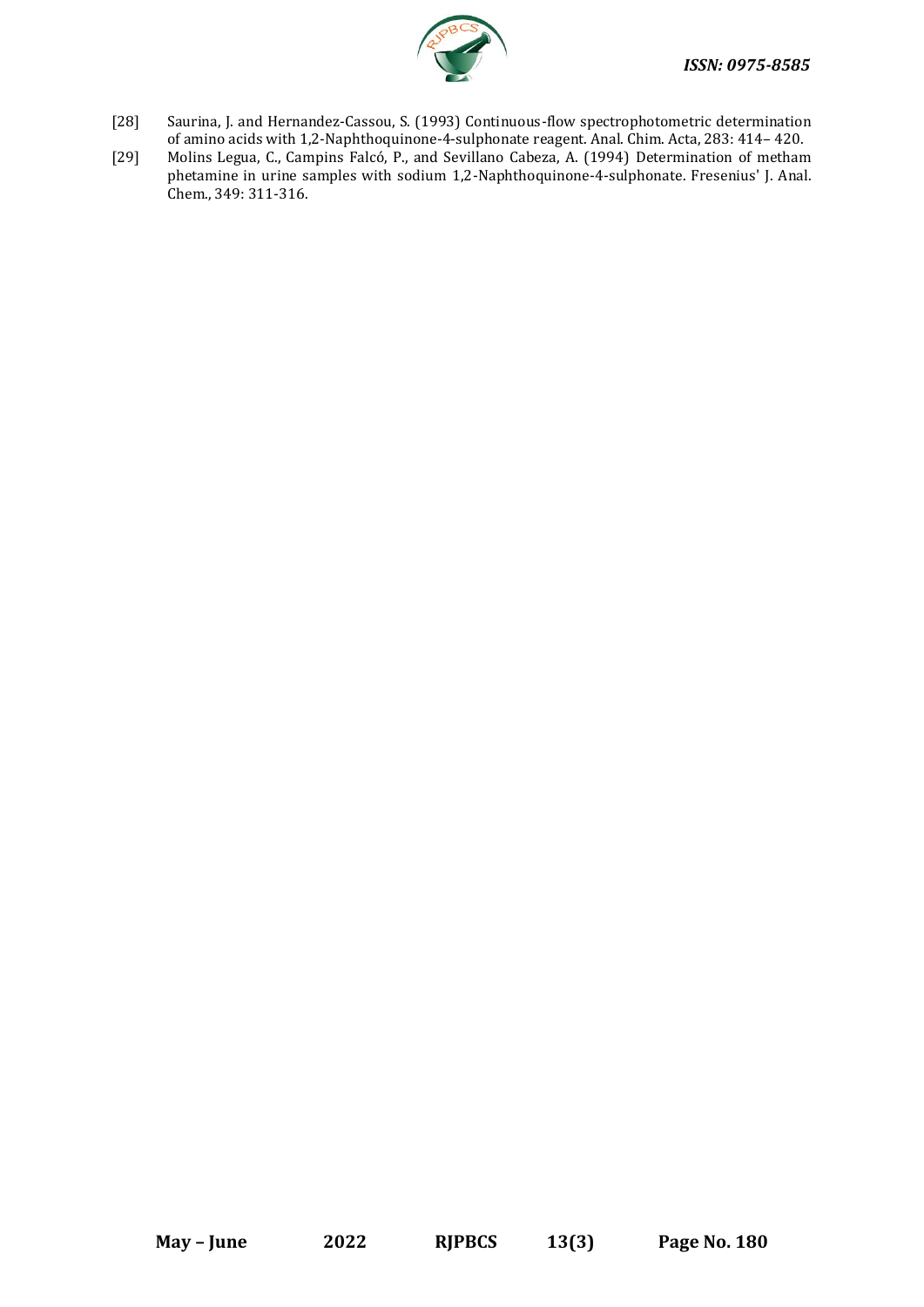[28] Saurina, J. and Hernandez-Cassou, S. (1993) Continuous-flow spectrophotometric determination of amino acids with 1,2-Naphthoquinone-4-sulphonate reagent. Anal. Chim. Acta, 283: 414– 420.

[29] Molins Legua, C., Campins Falcó, P., and Sevillano Cabeza, A. (1994) Determination of metham phetamine in urine samples with sodium 1,2-Naphthoquinone-4-sulphonate. Fresenius' J. Anal. Chem., 349: 311-316.